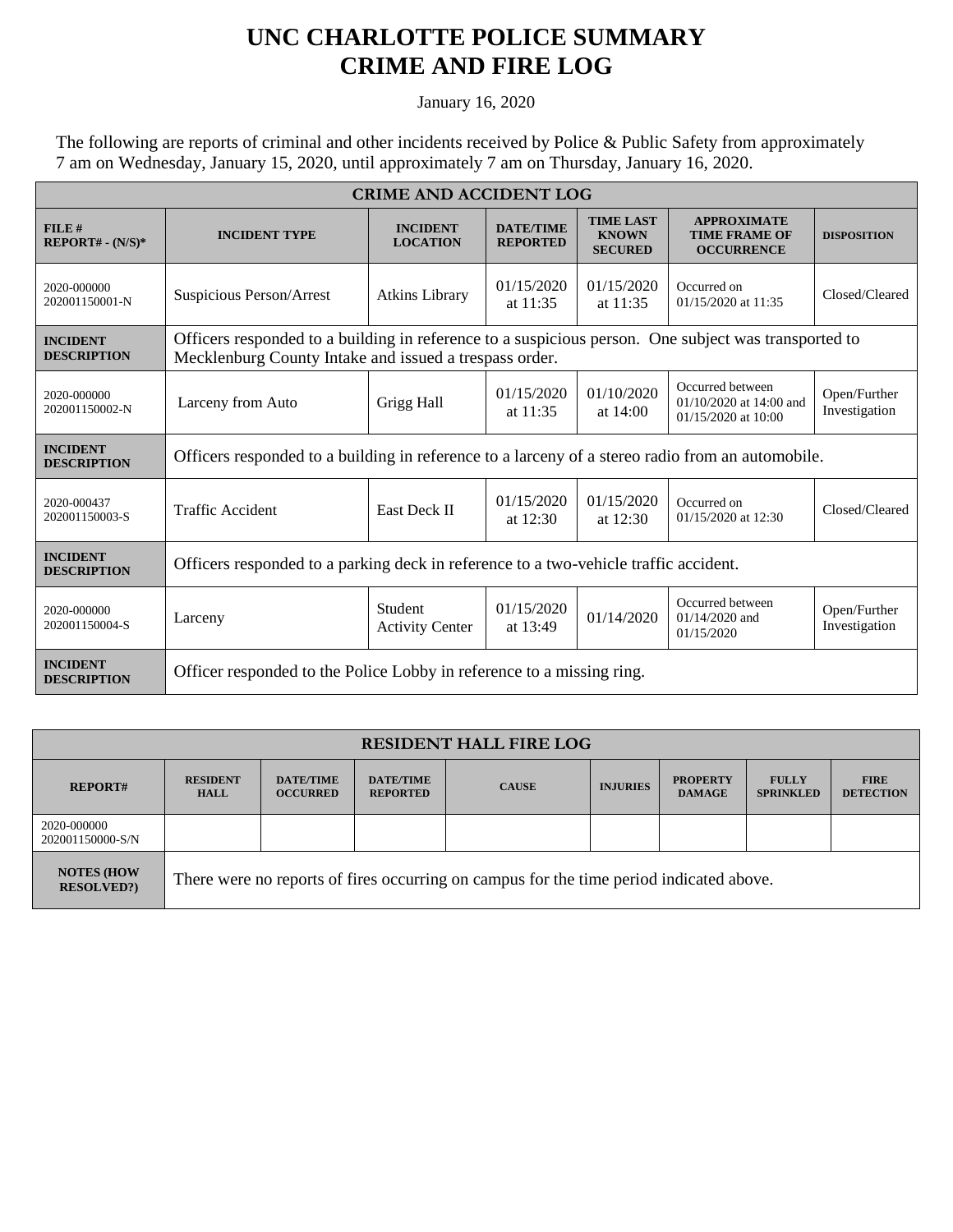# UNC CHARLOTTE POLICE SUMMARY
# CRIME AND FIRE LOG

January 16, 2020

The following are reports of criminal and other incidents received by Police & Public Safety from approximately 7 am on Wednesday, January 15, 2020, until approximately 7 am on Thursday, January 16, 2020.

| CRIME AND ACCIDENT LOG | | | | | | |
|---|---|---|---|---|---|---|
| **FILE # REPORT# - (N/S)*** | **INCIDENT TYPE** | **INCIDENT LOCATION** | **DATE/TIME REPORTED** | **TIME LAST KNOWN SECURED** | **APPROXIMATE TIME FRAME OF OCCURRENCE** | **DISPOSITION** |
| 2020-000000 202001150001-N | Suspicious Person/Arrest | Atkins Library | 01/15/2020 at 11:35 | 01/15/2020 at 11:35 | Occurred on 01/15/2020 at 11:35 | Closed/Cleared |
| **INCIDENT DESCRIPTION** | Officers responded to a building in reference to a suspicious person. One subject was transported to Mecklenburg County Intake and issued a trespass order. | | | | | |
| 2020-000000 202001150002-N | Larceny from Auto | Grigg Hall | 01/15/2020 at 11:35 | 01/10/2020 at 14:00 | Occurred between 01/10/2020 at 14:00 and 01/15/2020 at 10:00 | Open/Further Investigation |
| **INCIDENT DESCRIPTION** | Officers responded to a building in reference to a larceny of a stereo radio from an automobile. | | | | | |
| 2020-000437 202001150003-S | Traffic Accident | East Deck II | 01/15/2020 at 12:30 | 01/15/2020 at 12:30 | Occurred on 01/15/2020 at 12:30 | Closed/Cleared |
| **INCIDENT DESCRIPTION** | Officers responded to a parking deck in reference to a two-vehicle traffic accident. | | | | | |
| 2020-000000 202001150004-S | Larceny | Student Activity Center | 01/15/2020 at 13:49 | 01/14/2020 | Occurred between 01/14/2020 and 01/15/2020 | Open/Further Investigation |
| **INCIDENT DESCRIPTION** | Officer responded to the Police Lobby in reference to a missing ring. | | | | | |

| RESIDENT HALL FIRE LOG | | | | | | | | |
|---|---|---|---|---|---|---|---|---|
| **REPORT#** | **RESIDENT HALL** | **DATE/TIME OCCURRED** | **DATE/TIME REPORTED** | **CAUSE** | **INJURIES** | **PROPERTY DAMAGE** | **FULLY SPRINKLED** | **FIRE DETECTION** |
| 2020-000000 202001150000-S/N | | | | | | | | |
| **NOTES (HOW RESOLVED?)** | There were no reports of fires occurring on campus for the time period indicated above. | | | | | | | |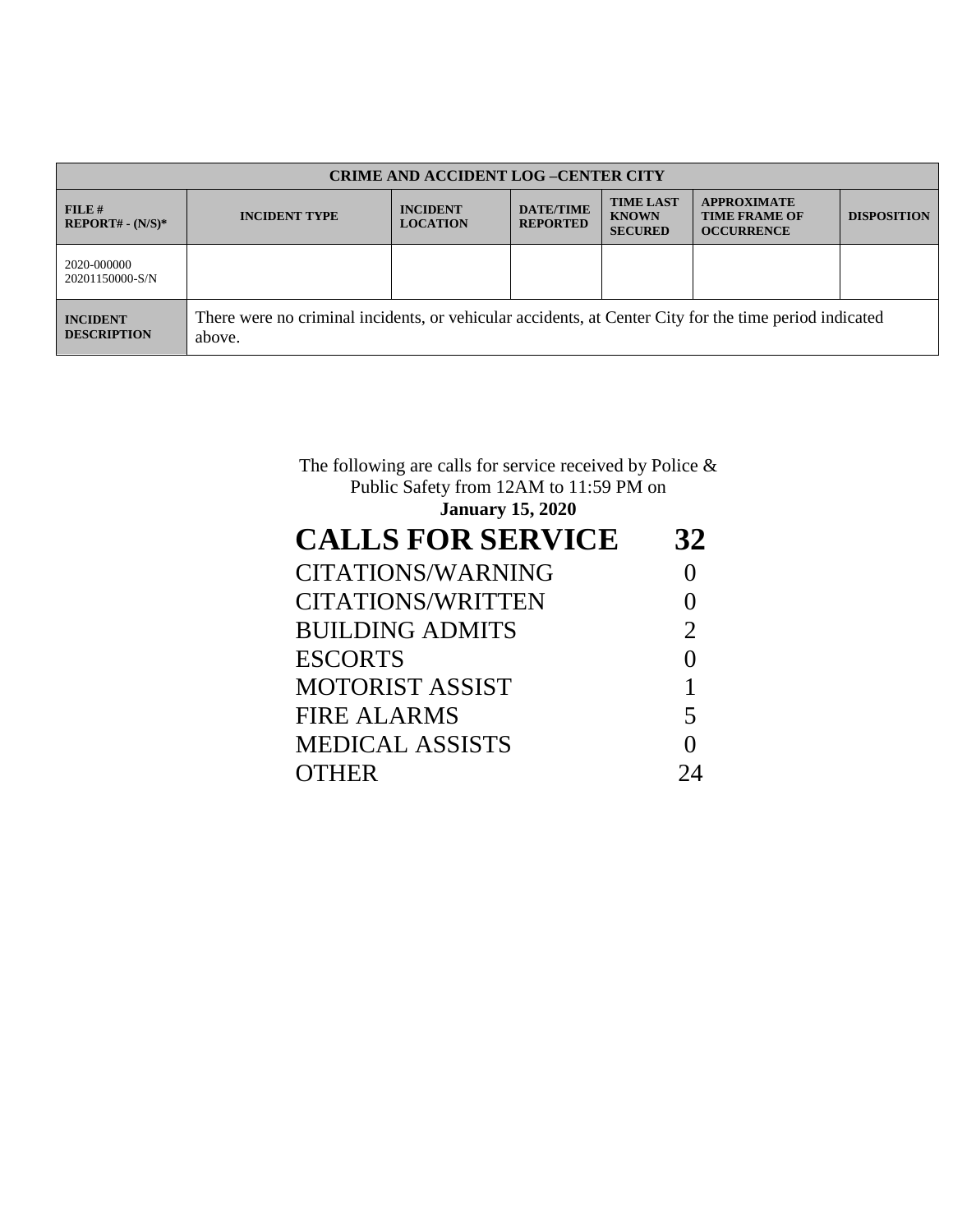| CRIME AND ACCIDENT LOG –CENTER CITY | | | | | | |
|---|---|---|---|---|---|---|
| **FILE # REPORT# - (N/S)*** | **INCIDENT TYPE** | **INCIDENT LOCATION** | **DATE/TIME REPORTED** | **TIME LAST KNOWN SECURED** | **APPROXIMATE TIME FRAME OF OCCURRENCE** | **DISPOSITION** |
| 2020-000000 20201150000-S/N | | | | | | |
| **INCIDENT DESCRIPTION** | There were no criminal incidents, or vehicular accidents, at Center City for the time period indicated above. | | | | | |

The following are calls for service received by Police & Public Safety from 12AM to 11:59 PM on

**January 15, 2020**

| | |
|---|---|
| **CALLS FOR SERVICE** | **32** |
| CITATIONS/WARNING | 0 |
| CITATIONS/WRITTEN | 0 |
| BUILDING ADMITS | 2 |
| ESCORTS | 0 |
| MOTORIST ASSIST | 1 |
| FIRE ALARMS | 5 |
| MEDICAL ASSISTS | 0 |
| OTHER | 24 |